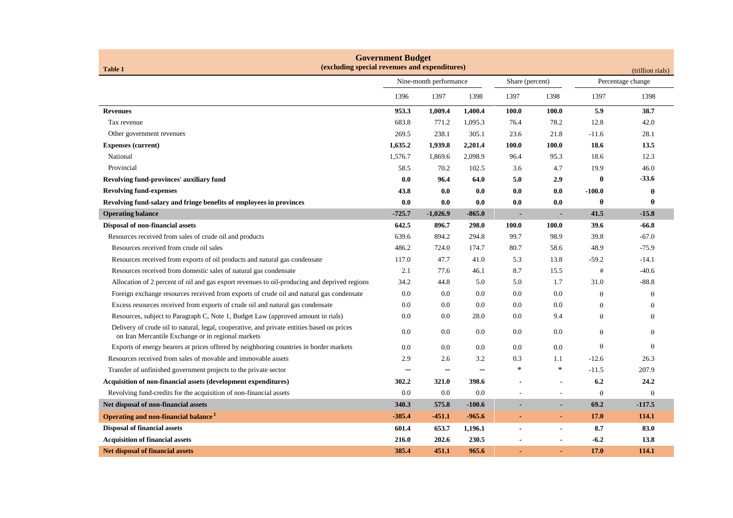# Government Budget

## (excluding special revenues and expenditures)

**Table 1** (trillion rials)

| | Nine-month performance | | | Share (percent) | | Percentage change | |
|---|---|---|---|---|---|---|---|
| | 1396 | 1397 | 1398 | 1397 | 1398 | 1397 | 1398 |
| **Revenues** | **953.3** | **1,009.4** | **1,400.4** | **100.0** | **100.0** | **5.9** | **38.7** |
| Tax revenue | 683.8 | 771.2 | 1,095.3 | 76.4 | 78.2 | 12.8 | 42.0 |
| Other government revenues | 269.5 | 238.1 | 305.1 | 23.6 | 21.8 | -11.6 | 28.1 |
| **Expenses (current)** | **1,635.2** | **1,939.8** | **2,201.4** | **100.0** | **100.0** | **18.6** | **13.5** |
| National | 1,576.7 | 1,869.6 | 2,098.9 | 96.4 | 95.3 | 18.6 | 12.3 |
| Provincial | 58.5 | 70.2 | 102.5 | 3.6 | 4.7 | 19.9 | 46.0 |
| **Revolving fund-provinces' auxiliary fund** | **0.0** | **96.4** | **64.0** | **5.0** | **2.9** | **θ** | **-33.6** |
| **Revolving fund-expenses** | **43.8** | **0.0** | **0.0** | **0.0** | **0.0** | **-100.0** | **θ** |
| **Revolving fund-salary and fringe benefits of employees in provinces** | **0.0** | **0.0** | **0.0** | **0.0** | **0.0** | **θ** | **θ** |
| **Operating balance** | **-725.7** | **-1,026.9** | **-865.0** | **-** | **-** | **41.5** | **-15.8** |
| **Disposal of non-financial assets** | **642.5** | **896.7** | **298.0** | **100.0** | **100.0** | **39.6** | **-66.8** |
| Resources received from sales of crude oil and products | 639.6 | 894.2 | 294.8 | 99.7 | 98.9 | 39.8 | -67.0 |
| Resources received from crude oil sales | 486.2 | 724.0 | 174.7 | 80.7 | 58.6 | 48.9 | -75.9 |
| Resources received from exports of oil products and natural gas condensate | 117.0 | 47.7 | 41.0 | 5.3 | 13.8 | -59.2 | -14.1 |
| Resources received from domestic sales of natural gas condensate | 2.1 | 77.6 | 46.1 | 8.7 | 15.5 | # | -40.6 |
| Allocation of 2 percent of oil and gas export revenues to oil-producing and deprived regions | 34.2 | 44.8 | 5.0 | 5.0 | 1.7 | 31.0 | -88.8 |
| Foreign exchange resources received from exports of crude oil and natural gas condensate | 0.0 | 0.0 | 0.0 | 0.0 | 0.0 | θ | θ |
| Excess resources received from exports of crude oil and natural gas condensate | 0.0 | 0.0 | 0.0 | 0.0 | 0.0 | θ | θ |
| Resources, subject to Paragraph C, Note 1, Budget Law (approved amount in rials) | 0.0 | 0.0 | 28.0 | 0.0 | 9.4 | θ | θ |
| Delivery of crude oil to natural, legal, cooperative, and private entities based on prices on Iran Mercantile Exchange or in regional markets | 0.0 | 0.0 | 0.0 | 0.0 | 0.0 | θ | θ |
| Exports of energy bearers at prices offered by neighboring countries in border markets | 0.0 | 0.0 | 0.0 | 0.0 | 0.0 | θ | θ |
| Resources received from sales of movable and immovable assets | 2.9 | 2.6 | 3.2 | 0.3 | 1.1 | -12.6 | 26.3 |
| Transfer of unfinished government projects to the private sector | — | — | — | * | * | -11.5 | 207.9 |
| **Acquisition of non-financial assets (development expenditures)** | **302.2** | **321.0** | **398.6** | **-** | **-** | **6.2** | **24.2** |
| Revolving fund-credits for the acquisition of non-financial assets | 0.0 | 0.0 | 0.0 | - | - | θ | θ |
| **Net disposal of non-financial assets** | **340.3** | **575.8** | **-100.6** | **-** | **-** | **69.2** | **-117.5** |
| **Operating and non-financial balance [1]** | **-385.4** | **-451.1** | **-965.6** | **-** | **-** | **17.0** | **114.1** |
| **Disposal of financial assets** | **601.4** | **653.7** | **1,196.1** | **-** | **-** | **8.7** | **83.0** |
| **Acquisition of financial assets** | **216.0** | **202.6** | **230.5** | **-** | **-** | **-6.2** | **13.8** |
| **Net disposal of financial assets** | **385.4** | **451.1** | **965.6** | **-** | **-** | **17.0** | **114.1** |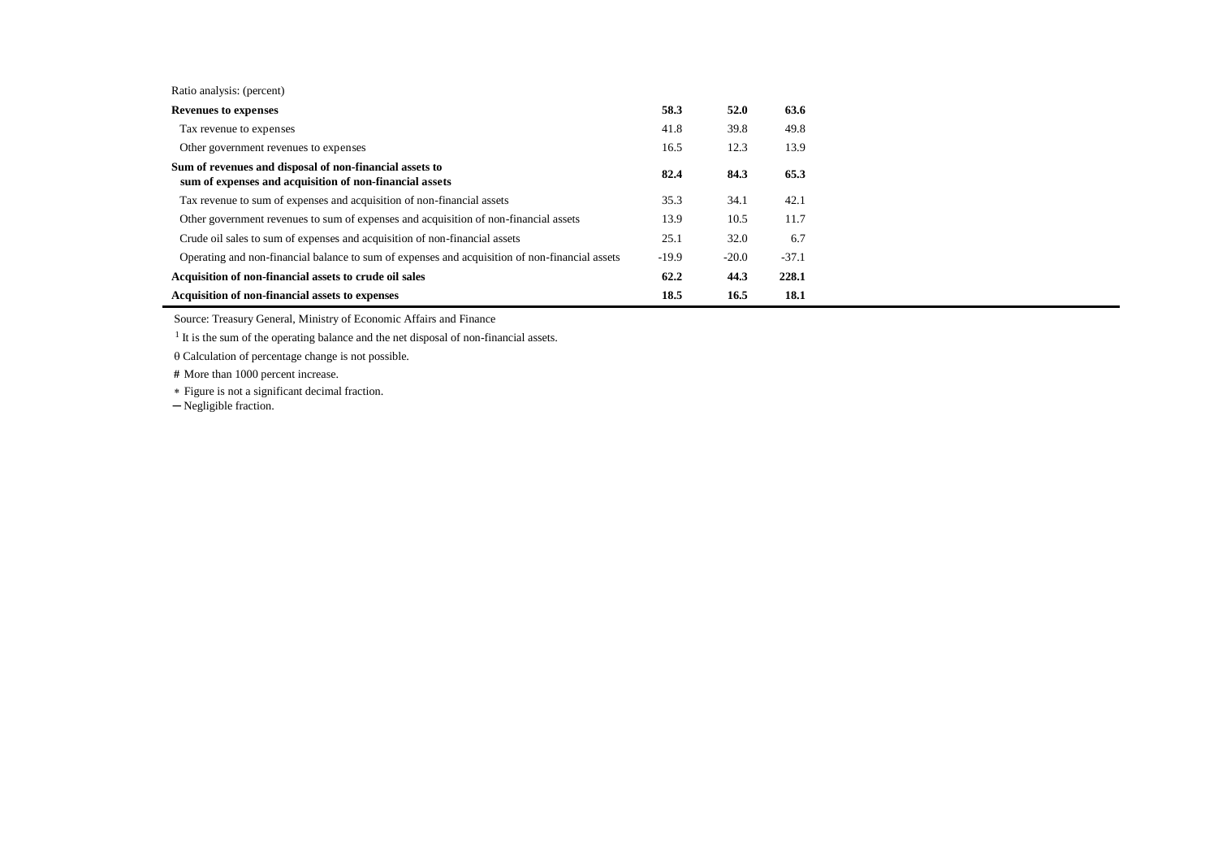| Ratio analysis: (percent) | | | |
|---|---|---|---|
| **Revenues to expenses** | **58.3** | **52.0** | **63.6** |
| Tax revenue to expenses | 41.8 | 39.8 | 49.8 |
| Other government revenues to expenses | 16.5 | 12.3 | 13.9 |
| **Sum of revenues and disposal of non-financial assets to sum of expenses and acquisition of non-financial assets** | **82.4** | **84.3** | **65.3** |
| Tax revenue to sum of expenses and acquisition of non-financial assets | 35.3 | 34.1 | 42.1 |
| Other government revenues to sum of expenses and acquisition of non-financial assets | 13.9 | 10.5 | 11.7 |
| Crude oil sales to sum of expenses and acquisition of non-financial assets | 25.1 | 32.0 | 6.7 |
| Operating and non-financial balance to sum of expenses and acquisition of non-financial assets | -19.9 | -20.0 | -37.1 |
| **Acquisition of non-financial assets to crude oil sales** | **62.2** | **44.3** | **228.1** |
| **Acquisition of non-financial assets to expenses** | **18.5** | **16.5** | **18.1** |

Source: Treasury General, Ministry of Economic Affairs and Finance

[1] It is the sum of the operating balance and the net disposal of non-financial assets.

θ Calculation of percentage change is not possible.

# More than 1000 percent increase.

* Figure is not a significant decimal fraction.

─ Negligible fraction.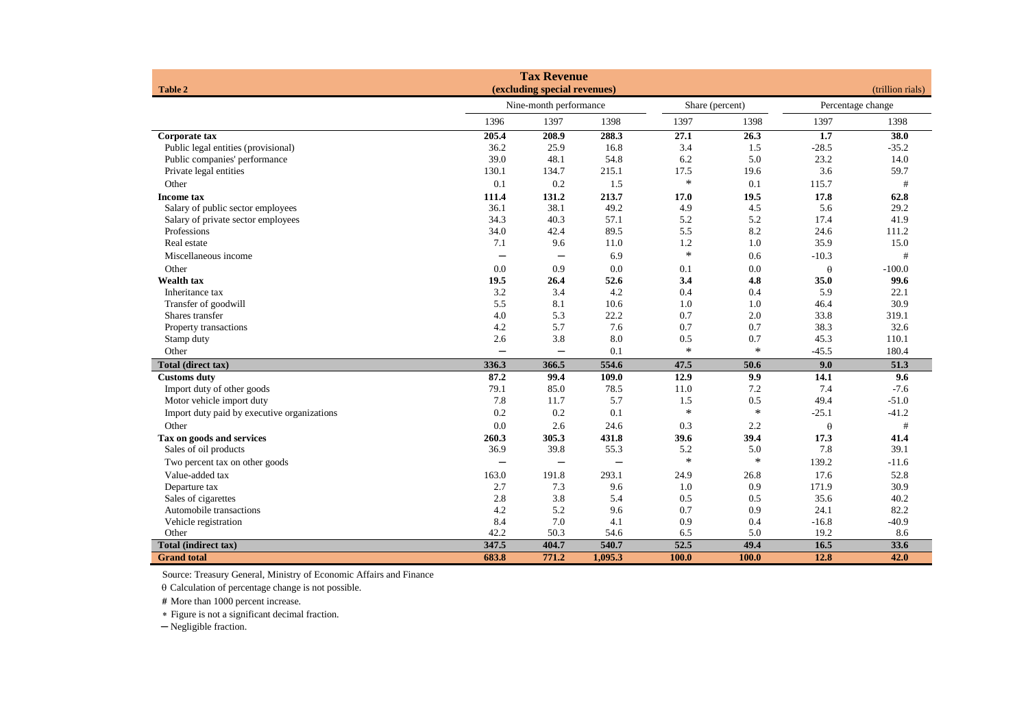**Table 2**

## Tax Revenue
**(excluding special revenues)**

(trillion rials)

| | Nine-month performance | | | Share (percent) | | Percentage change | |
|---|---|---|---|---|---|---|---|
| | 1396 | 1397 | 1398 | 1397 | 1398 | 1397 | 1398 |
| **Corporate tax** | **205.4** | **208.9** | **288.3** | **27.1** | **26.3** | **1.7** | **38.0** |
| Public legal entities (provisional) | 36.2 | 25.9 | 16.8 | 3.4 | 1.5 | -28.5 | -35.2 |
| Public companies' performance | 39.0 | 48.1 | 54.8 | 6.2 | 5.0 | 23.2 | 14.0 |
| Private legal entities | 130.1 | 134.7 | 215.1 | 17.5 | 19.6 | 3.6 | 59.7 |
| Other | 0.1 | 0.2 | 1.5 | * | 0.1 | 115.7 | # |
| **Income tax** | **111.4** | **131.2** | **213.7** | **17.0** | **19.5** | **17.8** | **62.8** |
| Salary of public sector employees | 36.1 | 38.1 | 49.2 | 4.9 | 4.5 | 5.6 | 29.2 |
| Salary of private sector employees | 34.3 | 40.3 | 57.1 | 5.2 | 5.2 | 17.4 | 41.9 |
| Professions | 34.0 | 42.4 | 89.5 | 5.5 | 8.2 | 24.6 | 111.2 |
| Real estate | 7.1 | 9.6 | 11.0 | 1.2 | 1.0 | 35.9 | 15.0 |
| Miscellaneous income | ─ | ─ | 6.9 | * | 0.6 | -10.3 | # |
| Other | 0.0 | 0.9 | 0.0 | 0.1 | 0.0 | θ | -100.0 |
| **Wealth tax** | **19.5** | **26.4** | **52.6** | **3.4** | **4.8** | **35.0** | **99.6** |
| Inheritance tax | 3.2 | 3.4 | 4.2 | 0.4 | 0.4 | 5.9 | 22.1 |
| Transfer of goodwill | 5.5 | 8.1 | 10.6 | 1.0 | 1.0 | 46.4 | 30.9 |
| Shares transfer | 4.0 | 5.3 | 22.2 | 0.7 | 2.0 | 33.8 | 319.1 |
| Property transactions | 4.2 | 5.7 | 7.6 | 0.7 | 0.7 | 38.3 | 32.6 |
| Stamp duty | 2.6 | 3.8 | 8.0 | 0.5 | 0.7 | 45.3 | 110.1 |
| Other | ─ | ─ | 0.1 | * | * | -45.5 | 180.4 |
| **Total (direct tax)** | **336.3** | **366.5** | **554.6** | **47.5** | **50.6** | **9.0** | **51.3** |
| **Customs duty** | **87.2** | **99.4** | **109.0** | **12.9** | **9.9** | **14.1** | **9.6** |
| Import duty of other goods | 79.1 | 85.0 | 78.5 | 11.0 | 7.2 | 7.4 | -7.6 |
| Motor vehicle import duty | 7.8 | 11.7 | 5.7 | 1.5 | 0.5 | 49.4 | -51.0 |
| Import duty paid by executive organizations | 0.2 | 0.2 | 0.1 | * | * | -25.1 | -41.2 |
| Other | 0.0 | 2.6 | 24.6 | 0.3 | 2.2 | θ | # |
| **Tax on goods and services** | **260.3** | **305.3** | **431.8** | **39.6** | **39.4** | **17.3** | **41.4** |
| Sales of oil products | 36.9 | 39.8 | 55.3 | 5.2 | 5.0 | 7.8 | 39.1 |
| Two percent tax on other goods | ─ | ─ | ─ | * | * | 139.2 | -11.6 |
| Value-added tax | 163.0 | 191.8 | 293.1 | 24.9 | 26.8 | 17.6 | 52.8 |
| Departure tax | 2.7 | 7.3 | 9.6 | 1.0 | 0.9 | 171.9 | 30.9 |
| Sales of cigarettes | 2.8 | 3.8 | 5.4 | 0.5 | 0.5 | 35.6 | 40.2 |
| Automobile transactions | 4.2 | 5.2 | 9.6 | 0.7 | 0.9 | 24.1 | 82.2 |
| Vehicle registration | 8.4 | 7.0 | 4.1 | 0.9 | 0.4 | -16.8 | -40.9 |
| Other | 42.2 | 50.3 | 54.6 | 6.5 | 5.0 | 19.2 | 8.6 |
| **Total (indirect tax)** | **347.5** | **404.7** | **540.7** | **52.5** | **49.4** | **16.5** | **33.6** |
| **Grand total** | **683.8** | **771.2** | **1,095.3** | **100.0** | **100.0** | **12.8** | **42.0** |

Source: Treasury General, Ministry of Economic Affairs and Finance

θ Calculation of percentage change is not possible.

# More than 1000 percent increase.

* Figure is not a significant decimal fraction.

─ Negligible fraction.